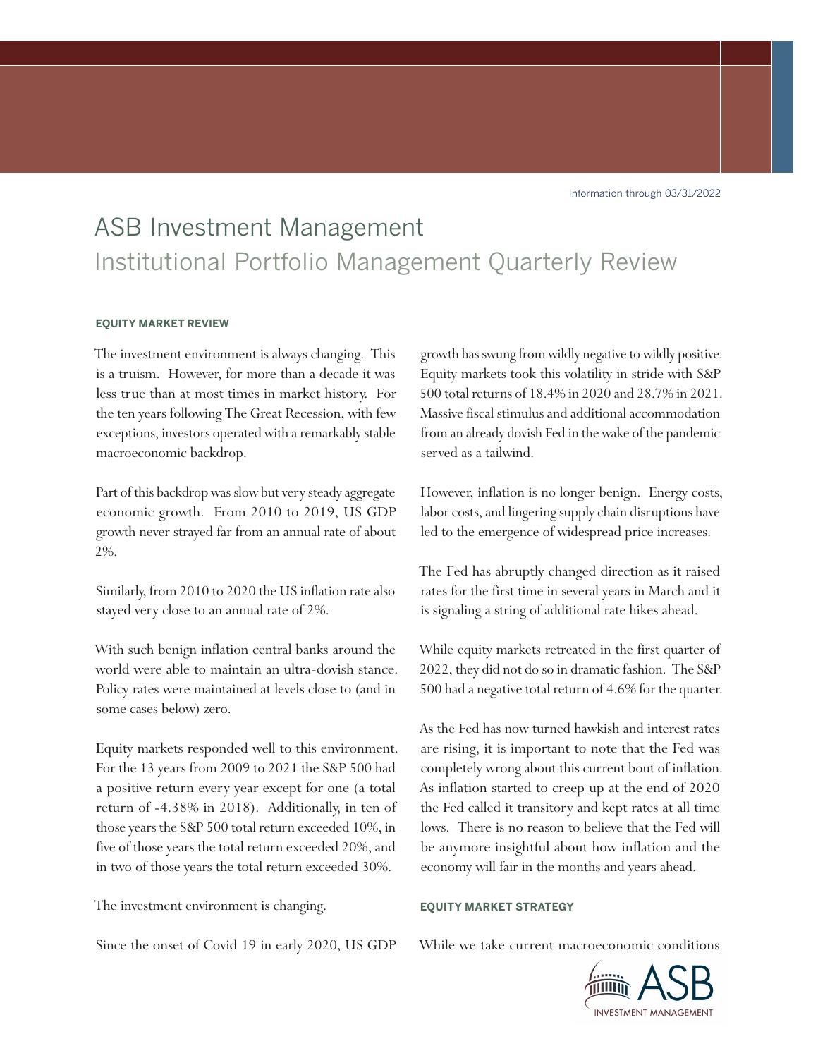Information through 03/31/2022

# ASB Investment Management

## Institutional Portfolio Management Quarterly Review

### EQUITY MARKET REVIEW

The investment environment is always changing. This is a truism. However, for more than a decade it was less true than at most times in market history. For the ten years following The Great Recession, with few exceptions, investors operated with a remarkably stable macroeconomic backdrop.

Part of this backdrop was slow but very steady aggregate economic growth. From 2010 to 2019, US GDP growth never strayed far from an annual rate of about 2%.

Similarly, from 2010 to 2020 the US inflation rate also stayed very close to an annual rate of 2%.

With such benign inflation central banks around the world were able to maintain an ultra-dovish stance. Policy rates were maintained at levels close to (and in some cases below) zero.

Equity markets responded well to this environment. For the 13 years from 2009 to 2021 the S&P 500 had a positive return every year except for one (a total return of -4.38% in 2018). Additionally, in ten of those years the S&P 500 total return exceeded 10%, in five of those years the total return exceeded 20%, and in two of those years the total return exceeded 30%.

The investment environment is changing.

Since the onset of Covid 19 in early 2020, US GDP growth has swung from wildly negative to wildly positive. Equity markets took this volatility in stride with S&P 500 total returns of 18.4% in 2020 and 28.7% in 2021. Massive fiscal stimulus and additional accommodation from an already dovish Fed in the wake of the pandemic served as a tailwind.

However, inflation is no longer benign. Energy costs, labor costs, and lingering supply chain disruptions have led to the emergence of widespread price increases.

The Fed has abruptly changed direction as it raised rates for the first time in several years in March and it is signaling a string of additional rate hikes ahead.

While equity markets retreated in the first quarter of 2022, they did not do so in dramatic fashion. The S&P 500 had a negative total return of 4.6% for the quarter.

As the Fed has now turned hawkish and interest rates are rising, it is important to note that the Fed was completely wrong about this current bout of inflation. As inflation started to creep up at the end of 2020 the Fed called it transitory and kept rates at all time lows. There is no reason to believe that the Fed will be anymore insightful about how inflation and the economy will fair in the months and years ahead.

### EQUITY MARKET STRATEGY

While we take current macroeconomic conditions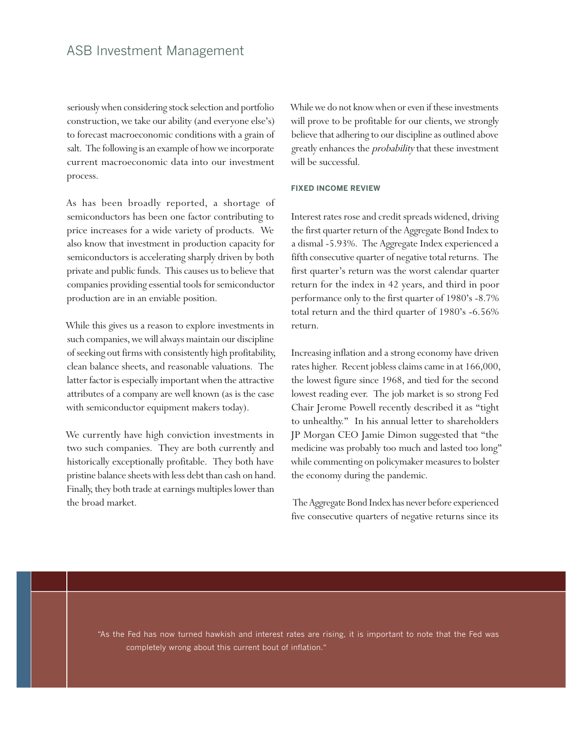seriously when considering stock selection and portfolio construction, we take our ability (and everyone else's) to forecast macroeconomic conditions with a grain of salt. The following is an example of how we incorporate current macroeconomic data into our investment process.

As has been broadly reported, a shortage of semiconductors has been one factor contributing to price increases for a wide variety of products. We also know that investment in production capacity for semiconductors is accelerating sharply driven by both private and public funds. This causes us to believe that companies providing essential tools for semiconductor production are in an enviable position.

While this gives us a reason to explore investments in such companies, we will always maintain our discipline of seeking out firms with consistently high profitability, clean balance sheets, and reasonable valuations. The latter factor is especially important when the attractive attributes of a company are well known (as is the case with semiconductor equipment makers today).

We currently have high conviction investments in two such companies. They are both currently and historically exceptionally profitable. They both have pristine balance sheets with less debt than cash on hand. Finally, they both trade at earnings multiples lower than the broad market.

While we do not know when or even if these investments will prove to be profitable for our clients, we strongly believe that adhering to our discipline as outlined above greatly enhances the *probability* that these investment will be successful.

**FIXED INCOME REVIEW**

Interest rates rose and credit spreads widened, driving the first quarter return of the Aggregate Bond Index to a dismal -5.93%. The Aggregate Index experienced a fifth consecutive quarter of negative total returns. The first quarter's return was the worst calendar quarter return for the index in 42 years, and third in poor performance only to the first quarter of 1980's -8.7% total return and the third quarter of 1980's -6.56% return.

Increasing inflation and a strong economy have driven rates higher. Recent jobless claims came in at 166,000, the lowest figure since 1968, and tied for the second lowest reading ever. The job market is so strong Fed Chair Jerome Powell recently described it as "tight to unhealthy." In his annual letter to shareholders JP Morgan CEO Jamie Dimon suggested that "the medicine was probably too much and lasted too long" while commenting on policymaker measures to bolster the economy during the pandemic.

The Aggregate Bond Index has never before experienced five consecutive quarters of negative returns since its

"As the Fed has now turned hawkish and interest rates are rising, it is important to note that the Fed was completely wrong about this current bout of inflation."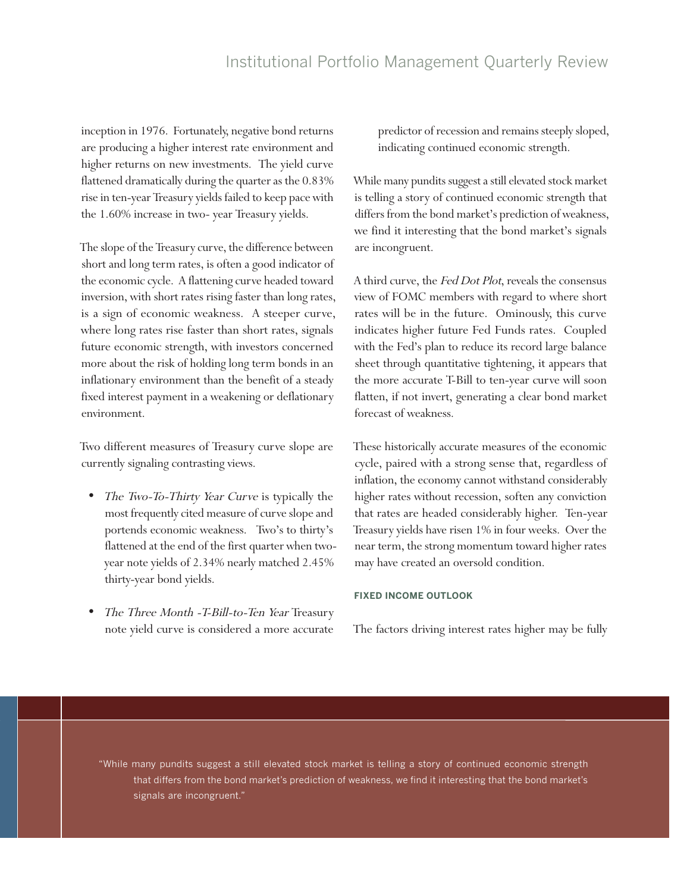inception in 1976. Fortunately, negative bond returns are producing a higher interest rate environment and higher returns on new investments. The yield curve flattened dramatically during the quarter as the 0.83% rise in ten-year Treasury yields failed to keep pace with the 1.60% increase in two- year Treasury yields.

The slope of the Treasury curve, the difference between short and long term rates, is often a good indicator of the economic cycle. A flattening curve headed toward inversion, with short rates rising faster than long rates, is a sign of economic weakness. A steeper curve, where long rates rise faster than short rates, signals future economic strength, with investors concerned more about the risk of holding long term bonds in an inflationary environment than the benefit of a steady fixed interest payment in a weakening or deflationary environment.

Two different measures of Treasury curve slope are currently signaling contrasting views.

- *The Two-To-Thirty Year Curve* is typically the most frequently cited measure of curve slope and portends economic weakness. Two's to thirty's flattened at the end of the first quarter when two-year note yields of 2.34% nearly matched 2.45% thirty-year bond yields.
- *The Three Month -T-Bill-to-Ten Year* Treasury note yield curve is considered a more accurate predictor of recession and remains steeply sloped, indicating continued economic strength.

While many pundits suggest a still elevated stock market is telling a story of continued economic strength that differs from the bond market's prediction of weakness, we find it interesting that the bond market's signals are incongruent.

A third curve, the *Fed Dot Plot*, reveals the consensus view of FOMC members with regard to where short rates will be in the future. Ominously, this curve indicates higher future Fed Funds rates. Coupled with the Fed's plan to reduce its record large balance sheet through quantitative tightening, it appears that the more accurate T-Bill to ten-year curve will soon flatten, if not invert, generating a clear bond market forecast of weakness.

These historically accurate measures of the economic cycle, paired with a strong sense that, regardless of inflation, the economy cannot withstand considerably higher rates without recession, soften any conviction that rates are headed considerably higher. Ten-year Treasury yields have risen 1% in four weeks. Over the near term, the strong momentum toward higher rates may have created an oversold condition.

### FIXED INCOME OUTLOOK

The factors driving interest rates higher may be fully

> "While many pundits suggest a still elevated stock market is telling a story of continued economic strength that differs from the bond market's prediction of weakness, we find it interesting that the bond market's signals are incongruent."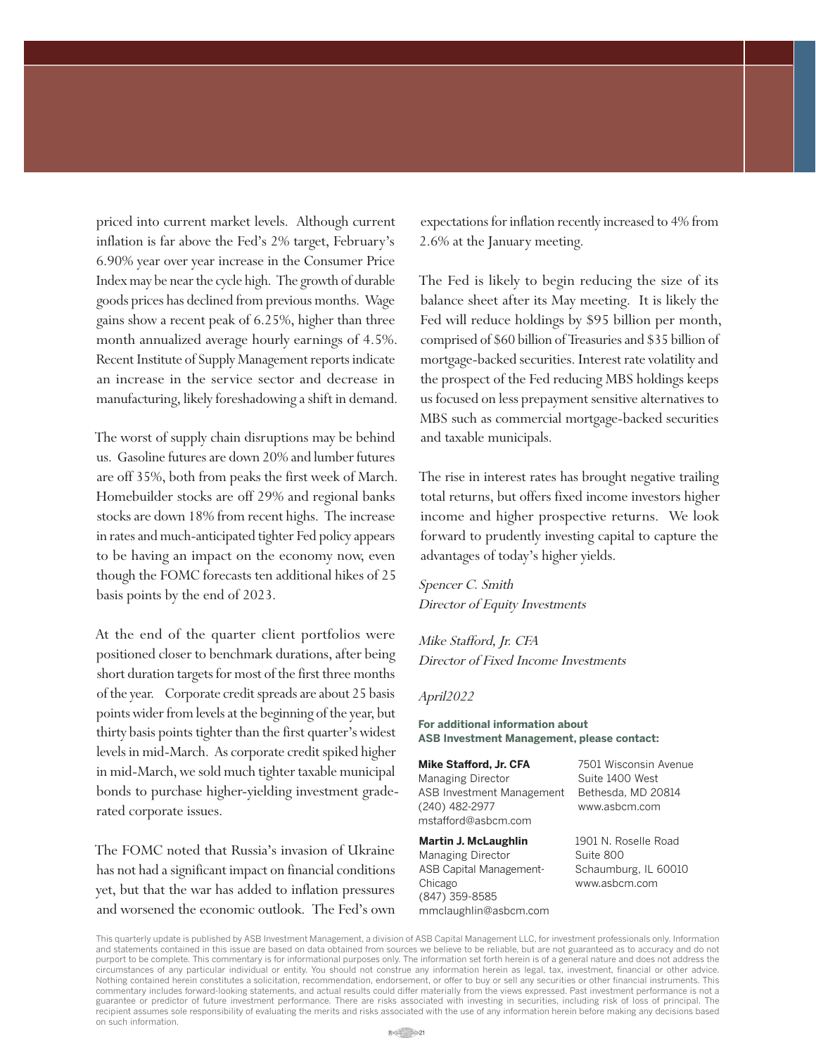priced into current market levels. Although current inflation is far above the Fed's 2% target, February's 6.90% year over year increase in the Consumer Price Index may be near the cycle high. The growth of durable goods prices has declined from previous months. Wage gains show a recent peak of 6.25%, higher than three month annualized average hourly earnings of 4.5%. Recent Institute of Supply Management reports indicate an increase in the service sector and decrease in manufacturing, likely foreshadowing a shift in demand.

The worst of supply chain disruptions may be behind us. Gasoline futures are down 20% and lumber futures are off 35%, both from peaks the first week of March. Homebuilder stocks are off 29% and regional banks stocks are down 18% from recent highs. The increase in rates and much-anticipated tighter Fed policy appears to be having an impact on the economy now, even though the FOMC forecasts ten additional hikes of 25 basis points by the end of 2023.

At the end of the quarter client portfolios were positioned closer to benchmark durations, after being short duration targets for most of the first three months of the year. Corporate credit spreads are about 25 basis points wider from levels at the beginning of the year, but thirty basis points tighter than the first quarter's widest levels in mid-March. As corporate credit spiked higher in mid-March, we sold much tighter taxable municipal bonds to purchase higher-yielding investment grade-rated corporate issues.

The FOMC noted that Russia's invasion of Ukraine has not had a significant impact on financial conditions yet, but that the war has added to inflation pressures and worsened the economic outlook. The Fed's own expectations for inflation recently increased to 4% from 2.6% at the January meeting.

The Fed is likely to begin reducing the size of its balance sheet after its May meeting. It is likely the Fed will reduce holdings by $95 billion per month, comprised of $60 billion of Treasuries and $35 billion of mortgage-backed securities. Interest rate volatility and the prospect of the Fed reducing MBS holdings keeps us focused on less prepayment sensitive alternatives to MBS such as commercial mortgage-backed securities and taxable municipals.

The rise in interest rates has brought negative trailing total returns, but offers fixed income investors higher income and higher prospective returns. We look forward to prudently investing capital to capture the advantages of today's higher yields.

*Spencer C. Smith*
*Director of Equity Investments*

*Mike Stafford, Jr. CFA*
*Director of Fixed Income Investments*

*April2022*

**For additional information about ASB Investment Management, please contact:**

**Mike Stafford, Jr. CFA**
Managing Director
ASB Investment Management
(240) 482-2977
mstafford@asbcm.com

7501 Wisconsin Avenue
Suite 1400 West
Bethesda, MD 20814
www.asbcm.com

**Martin J. McLaughlin**
Managing Director
ASB Capital Management-Chicago
(847) 359-8585
mmclaughlin@asbcm.com

1901 N. Roselle Road
Suite 800
Schaumburg, IL 60010
www.asbcm.com

This quarterly update is published by ASB Investment Management, a division of ASB Capital Management LLC, for investment professionals only. Information and statements contained in this issue are based on data obtained from sources we believe to be reliable, but are not guaranteed as to accuracy and do not purport to be complete. This commentary is for informational purposes only. The information set forth herein is of a general nature and does not address the circumstances of any particular individual or entity. You should not construe any information herein as legal, tax, investment, financial or other advice. Nothing contained herein constitutes a solicitation, recommendation, endorsement, or offer to buy or sell any securities or other financial instruments. This commentary includes forward-looking statements, and actual results could differ materially from the views expressed. Past investment performance is not a guarantee or predictor of future investment performance. There are risks associated with investing in securities, including risk of loss of principal. The recipient assumes sole responsibility of evaluating the merits and risks associated with the use of any information herein before making any decisions based on such information.